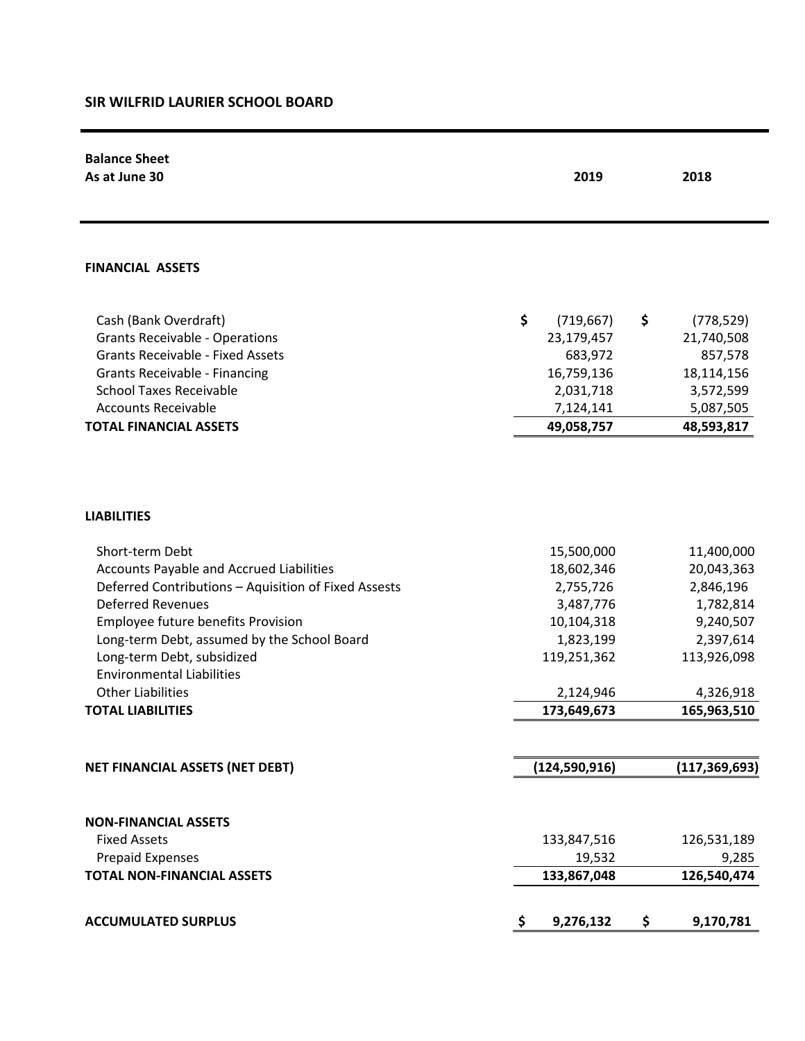# SIR WILFRID LAURIER SCHOOL BOARD

| **Balance Sheet**<br>**As at June 30** | **2019** | **2018** |
|---|---|---|
| **FINANCIAL ASSETS** | | |
| Cash (Bank Overdraft) | $ (719,667) | $ (778,529) |
| Grants Receivable - Operations | 23,179,457 | 21,740,508 |
| Grants Receivable - Fixed Assets | 683,972 | 857,578 |
| Grants Receivable - Financing | 16,759,136 | 18,114,156 |
| School Taxes Receivable | 2,031,718 | 3,572,599 |
| Accounts Receivable | 7,124,141 | 5,087,505 |
| **TOTAL FINANCIAL ASSETS** | **49,058,757** | **48,593,817** |
| **LIABILITIES** | | |
| Short-term Debt | 15,500,000 | 11,400,000 |
| Accounts Payable and Accrued Liabilities | 18,602,346 | 20,043,363 |
| Deferred Contributions – Aquisition of Fixed Assests | 2,755,726 | 2,846,196 |
| Deferred Revenues | 3,487,776 | 1,782,814 |
| Employee future benefits Provision | 10,104,318 | 9,240,507 |
| Long-term Debt, assumed by the School Board | 1,823,199 | 2,397,614 |
| Long-term Debt, subsidized | 119,251,362 | 113,926,098 |
| Environmental Liabilities | | |
| Other Liabilities | 2,124,946 | 4,326,918 |
| **TOTAL LIABILITIES** | **173,649,673** | **165,963,510** |
| **NET FINANCIAL ASSETS (NET DEBT)** | **(124,590,916)** | **(117,369,693)** |
| **NON-FINANCIAL ASSETS** | | |
| Fixed Assets | 133,847,516 | 126,531,189 |
| Prepaid Expenses | 19,532 | 9,285 |
| **TOTAL NON-FINANCIAL ASSETS** | **133,867,048** | **126,540,474** |
| **ACCUMULATED SURPLUS** | **$ 9,276,132** | **$ 9,170,781** |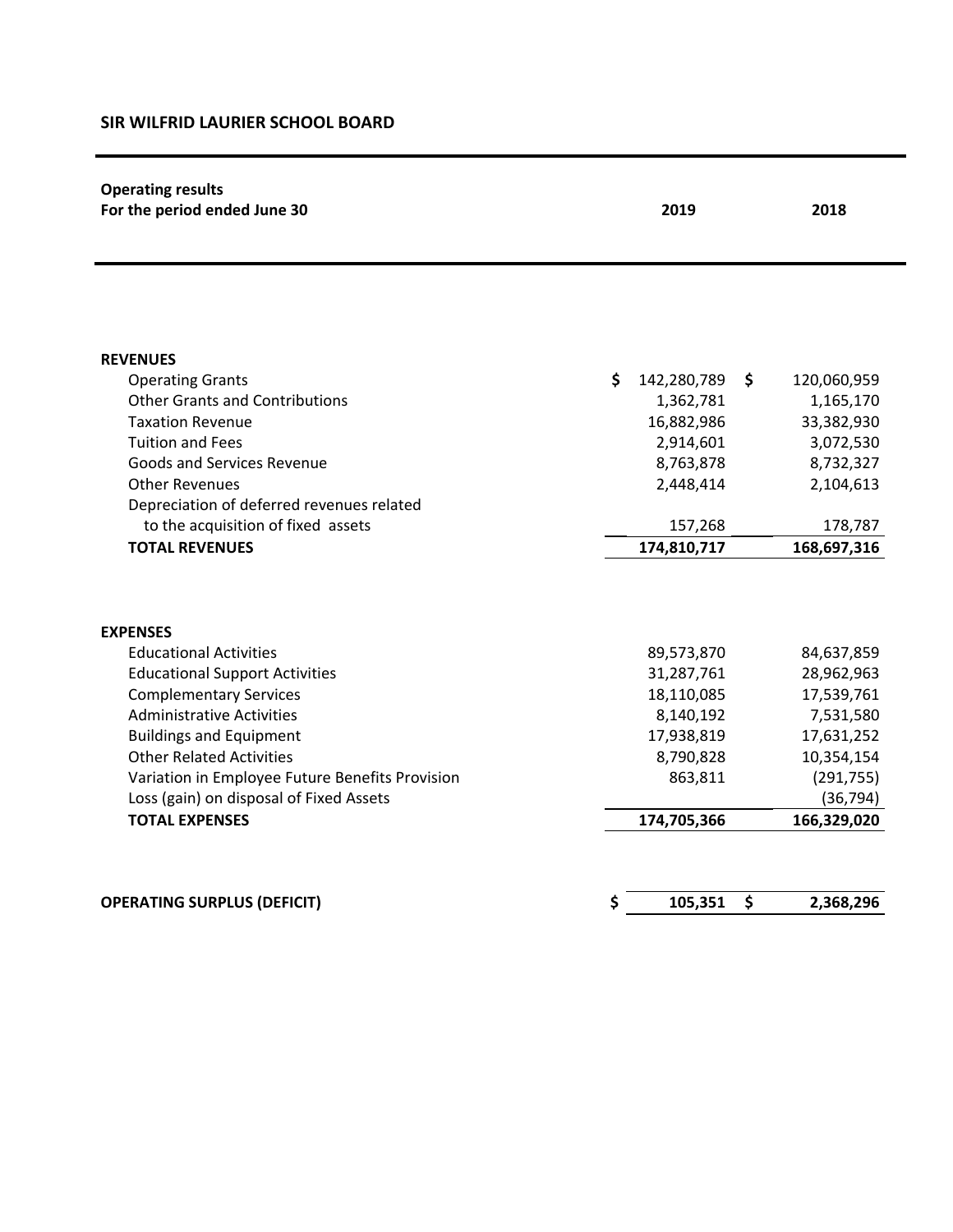## SIR WILFRID LAURIER SCHOOL BOARD

| Operating results<br>For the period ended June 30 | 2019 | 2018 |
|---|---|---|
| **REVENUES** | | |
| Operating Grants | $ 142,280,789 | $ 120,060,959 |
| Other Grants and Contributions | 1,362,781 | 1,165,170 |
| Taxation Revenue | 16,882,986 | 33,382,930 |
| Tuition and Fees | 2,914,601 | 3,072,530 |
| Goods and Services Revenue | 8,763,878 | 8,732,327 |
| Other Revenues | 2,448,414 | 2,104,613 |
| Depreciation of deferred revenues related to the acquisition of fixed assets | 157,268 | 178,787 |
| **TOTAL REVENUES** | **174,810,717** | **168,697,316** |
| **EXPENSES** | | |
| Educational Activities | 89,573,870 | 84,637,859 |
| Educational Support Activities | 31,287,761 | 28,962,963 |
| Complementary Services | 18,110,085 | 17,539,761 |
| Administrative Activities | 8,140,192 | 7,531,580 |
| Buildings and Equipment | 17,938,819 | 17,631,252 |
| Other Related Activities | 8,790,828 | 10,354,154 |
| Variation in Employee Future Benefits Provision | 863,811 | (291,755) |
| Loss (gain) on disposal of Fixed Assets | | (36,794) |
| **TOTAL EXPENSES** | **174,705,366** | **166,329,020** |
| **OPERATING SURPLUS (DEFICIT)** | **$ 105,351** | **$ 2,368,296** |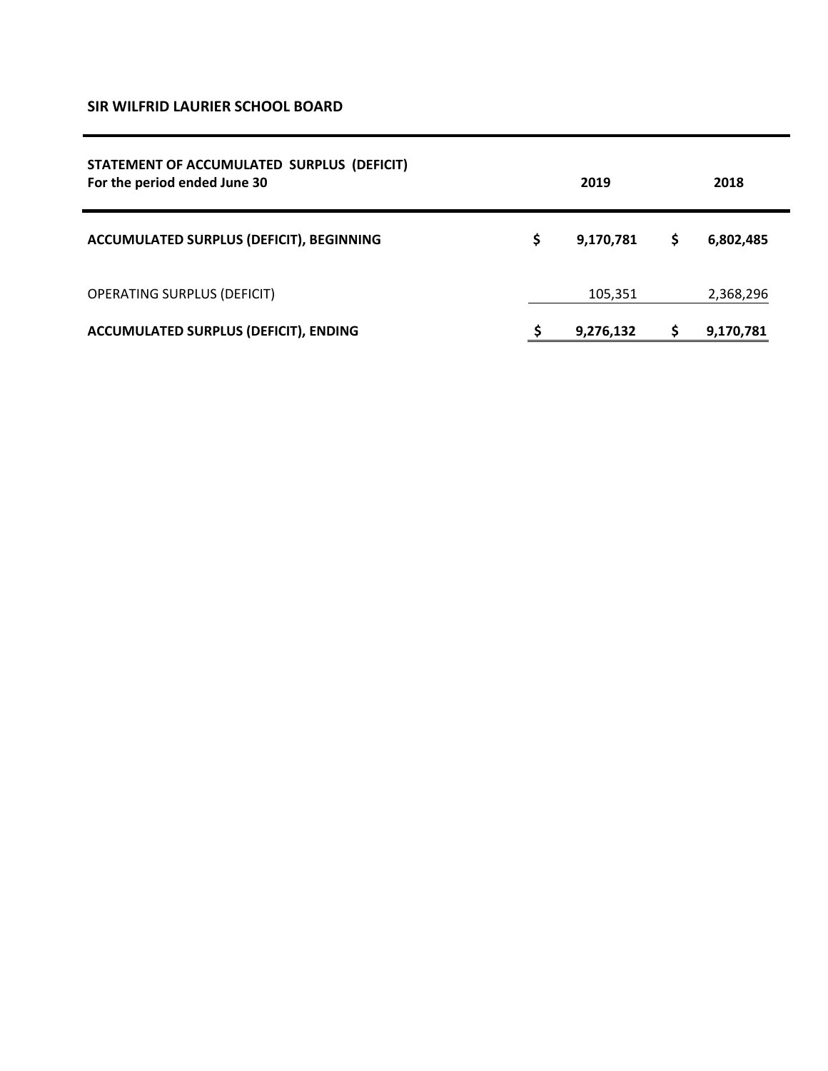**SIR WILFRID LAURIER SCHOOL BOARD**

| STATEMENT OF ACCUMULATED SURPLUS (DEFICIT)<br>For the period ended June 30 | 2019 | 2018 |
|---|---|---|
| **ACCUMULATED SURPLUS (DEFICIT), BEGINNING** | **$ 9,170,781** | **$ 6,802,485** |
| OPERATING SURPLUS (DEFICIT) | 105,351 | 2,368,296 |
| **ACCUMULATED SURPLUS (DEFICIT), ENDING** | **$ 9,276,132** | **$ 9,170,781** |